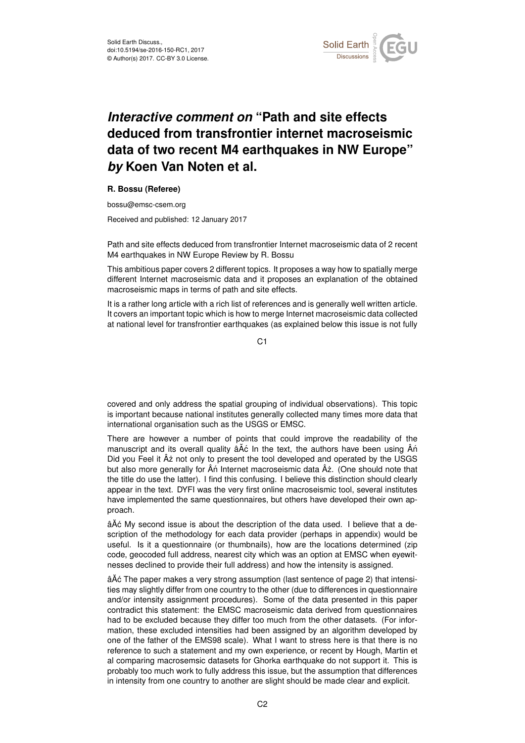Solid Earth Discuss.,
doi:10.5194/se-2016-150-RC1, 2017
© Author(s) 2017. CC-BY 3.0 License.

# *Interactive comment on* "Path and site effects deduced from transfrontier internet macroseismic data of two recent M4 earthquakes in NW Europe" *by* Koen Van Noten et al.

**R. Bossu (Referee)**

bossu@emsc-csem.org

Received and published: 12 January 2017

Path and site effects deduced from transfrontier Internet macroseismic data of 2 recent M4 earthquakes in NW Europe Review by R. Bossu

This ambitious paper covers 2 different topics. It proposes a way how to spatially merge different Internet macroseismic data and it proposes an explanation of the obtained macroseismic maps in terms of path and site effects.

It is a rather long article with a rich list of references and is generally well written article. It covers an important topic which is how to merge Internet macroseismic data collected at national level for transfrontier earthquakes (as explained below this issue is not fully covered and only address the spatial grouping of individual observations). This topic is important because national institutes generally collected many times more data that international organisation such as the USGS or EMSC.

There are however a number of points that could improve the readability of the manuscript and its overall quality âĂć In the text, the authors have been using Âń Did you Feel it Âż not only to present the tool developed and operated by the USGS but also more generally for Âń Internet macroseismic data Âż. (One should note that the title do use the latter). I find this confusing. I believe this distinction should clearly appear in the text. DYFI was the very first online macroseismic tool, several institutes have implemented the same questionnaires, but others have developed their own approach.

âĂć My second issue is about the description of the data used. I believe that a description of the methodology for each data provider (perhaps in appendix) would be useful. Is it a questionnaire (or thumbnails), how are the locations determined (zip code, geocoded full address, nearest city which was an option at EMSC when eyewitnesses declined to provide their full address) and how the intensity is assigned.

âĂć The paper makes a very strong assumption (last sentence of page 2) that intensities may slightly differ from one country to the other (due to differences in questionnaire and/or intensity assignment procedures). Some of the data presented in this paper contradict this statement: the EMSC macroseismic data derived from questionnaires had to be excluded because they differ too much from the other datasets. (For information, these excluded intensities had been assigned by an algorithm developed by one of the father of the EMS98 scale). What I want to stress here is that there is no reference to such a statement and my own experience, or recent by Hough, Martin et al comparing macrosemsic datasets for Ghorka earthquake do not support it. This is probably too much work to fully address this issue, but the assumption that differences in intensity from one country to another are slight should be made clear and explicit.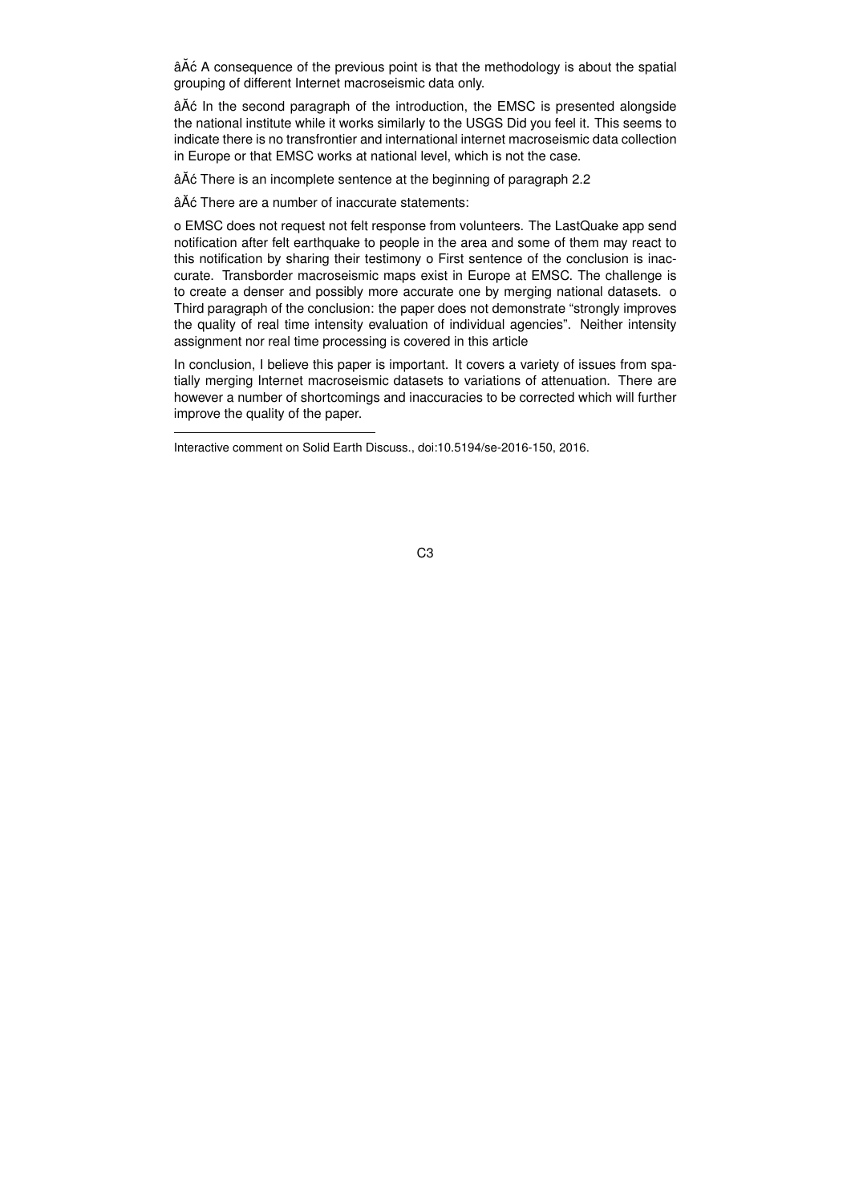- A consequence of the previous point is that the methodology is about the spatial grouping of different Internet macroseismic data only.

- In the second paragraph of the introduction, the EMSC is presented alongside the national institute while it works similarly to the USGS Did you feel it. This seems to indicate there is no transfrontier and international internet macroseismic data collection in Europe or that EMSC works at national level, which is not the case.

- There is an incomplete sentence at the beginning of paragraph 2.2

- There are a number of inaccurate statements:

  - EMSC does not request not felt response from volunteers. The LastQuake app send notification after felt earthquake to people in the area and some of them may react to this notification by sharing their testimony
  - First sentence of the conclusion is inaccurate. Transborder macroseismic maps exist in Europe at EMSC. The challenge is to create a denser and possibly more accurate one by merging national datasets.
  - Third paragraph of the conclusion: the paper does not demonstrate "strongly improves the quality of real time intensity evaluation of individual agencies". Neither intensity assignment nor real time processing is covered in this article

In conclusion, I believe this paper is important. It covers a variety of issues from spatially merging Internet macroseismic datasets to variations of attenuation. There are however a number of shortcomings and inaccuracies to be corrected which will further improve the quality of the paper.

---

Interactive comment on Solid Earth Discuss., doi:10.5194/se-2016-150, 2016.